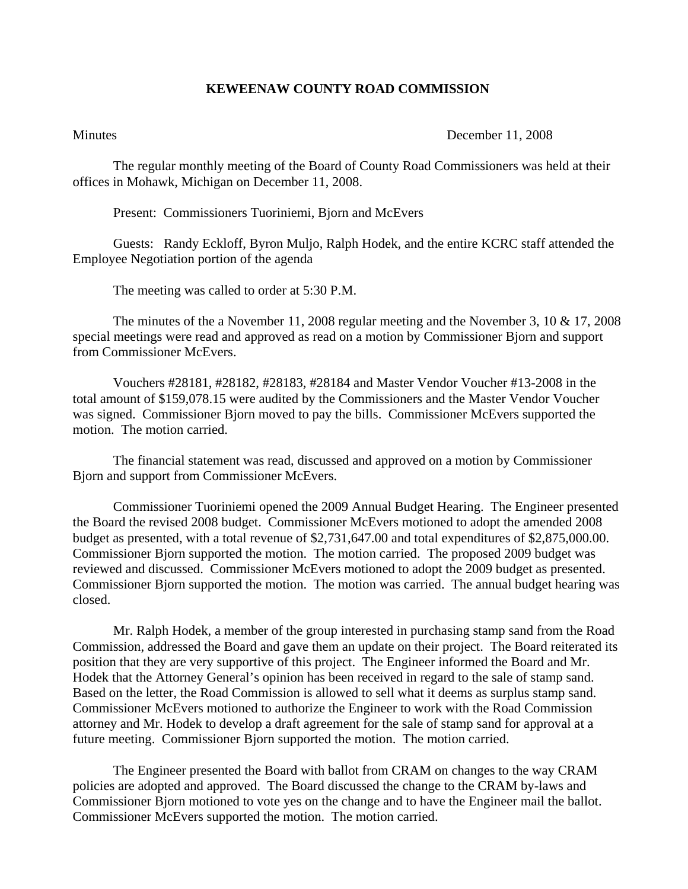# KEWEENAW COUNTY ROAD COMMISSION

Minutes December 11, 2008

The regular monthly meeting of the Board of County Road Commissioners was held at their offices in Mohawk, Michigan on December 11, 2008.

Present: Commissioners Tuoriniemi, Bjorn and McEvers

Guests: Randy Eckloff, Byron Muljo, Ralph Hodek, and the entire KCRC staff attended the Employee Negotiation portion of the agenda

The meeting was called to order at 5:30 P.M.

The minutes of the a November 11, 2008 regular meeting and the November 3, 10 & 17, 2008 special meetings were read and approved as read on a motion by Commissioner Bjorn and support from Commissioner McEvers.

Vouchers #28181, #28182, #28183, #28184 and Master Vendor Voucher #13-2008 in the total amount of $159,078.15 were audited by the Commissioners and the Master Vendor Voucher was signed. Commissioner Bjorn moved to pay the bills. Commissioner McEvers supported the motion. The motion carried.

The financial statement was read, discussed and approved on a motion by Commissioner Bjorn and support from Commissioner McEvers.

Commissioner Tuoriniemi opened the 2009 Annual Budget Hearing. The Engineer presented the Board the revised 2008 budget. Commissioner McEvers motioned to adopt the amended 2008 budget as presented, with a total revenue of $2,731,647.00 and total expenditures of $2,875,000.00. Commissioner Bjorn supported the motion. The motion carried. The proposed 2009 budget was reviewed and discussed. Commissioner McEvers motioned to adopt the 2009 budget as presented. Commissioner Bjorn supported the motion. The motion was carried. The annual budget hearing was closed.

Mr. Ralph Hodek, a member of the group interested in purchasing stamp sand from the Road Commission, addressed the Board and gave them an update on their project. The Board reiterated its position that they are very supportive of this project. The Engineer informed the Board and Mr. Hodek that the Attorney General's opinion has been received in regard to the sale of stamp sand. Based on the letter, the Road Commission is allowed to sell what it deems as surplus stamp sand. Commissioner McEvers motioned to authorize the Engineer to work with the Road Commission attorney and Mr. Hodek to develop a draft agreement for the sale of stamp sand for approval at a future meeting. Commissioner Bjorn supported the motion. The motion carried.

The Engineer presented the Board with ballot from CRAM on changes to the way CRAM policies are adopted and approved. The Board discussed the change to the CRAM by-laws and Commissioner Bjorn motioned to vote yes on the change and to have the Engineer mail the ballot. Commissioner McEvers supported the motion. The motion carried.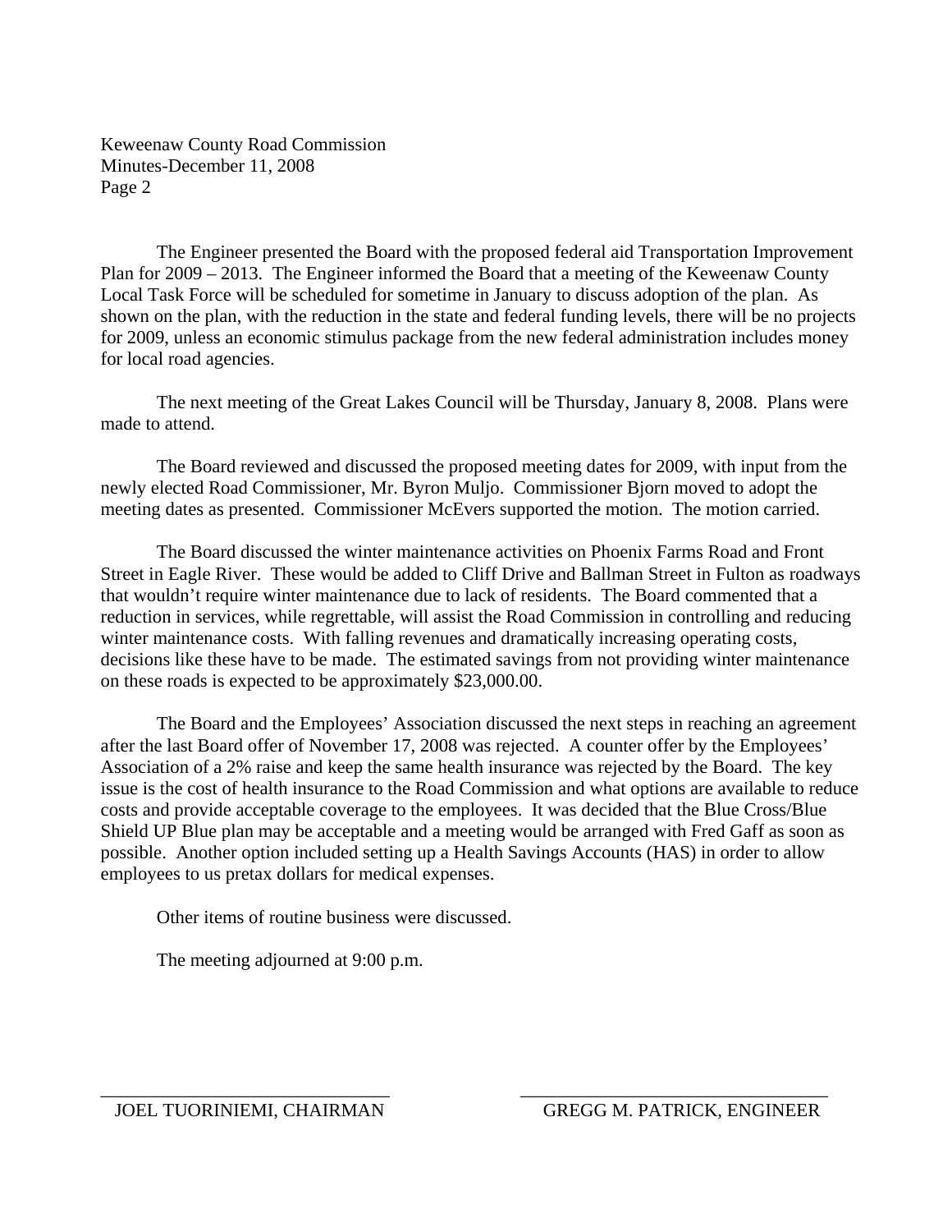Keweenaw County Road Commission
Minutes-December 11, 2008
Page 2

The Engineer presented the Board with the proposed federal aid Transportation Improvement Plan for 2009 – 2013. The Engineer informed the Board that a meeting of the Keweenaw County Local Task Force will be scheduled for sometime in January to discuss adoption of the plan. As shown on the plan, with the reduction in the state and federal funding levels, there will be no projects for 2009, unless an economic stimulus package from the new federal administration includes money for local road agencies.

The next meeting of the Great Lakes Council will be Thursday, January 8, 2008. Plans were made to attend.

The Board reviewed and discussed the proposed meeting dates for 2009, with input from the newly elected Road Commissioner, Mr. Byron Muljo. Commissioner Bjorn moved to adopt the meeting dates as presented. Commissioner McEvers supported the motion. The motion carried.

The Board discussed the winter maintenance activities on Phoenix Farms Road and Front Street in Eagle River. These would be added to Cliff Drive and Ballman Street in Fulton as roadways that wouldn't require winter maintenance due to lack of residents. The Board commented that a reduction in services, while regrettable, will assist the Road Commission in controlling and reducing winter maintenance costs. With falling revenues and dramatically increasing operating costs, decisions like these have to be made. The estimated savings from not providing winter maintenance on these roads is expected to be approximately $23,000.00.

The Board and the Employees' Association discussed the next steps in reaching an agreement after the last Board offer of November 17, 2008 was rejected. A counter offer by the Employees' Association of a 2% raise and keep the same health insurance was rejected by the Board. The key issue is the cost of health insurance to the Road Commission and what options are available to reduce costs and provide acceptable coverage to the employees. It was decided that the Blue Cross/Blue Shield UP Blue plan may be acceptable and a meeting would be arranged with Fred Gaff as soon as possible. Another option included setting up a Health Savings Accounts (HAS) in order to allow employees to us pretax dollars for medical expenses.

Other items of routine business were discussed.

The meeting adjourned at 9:00 p.m.

\_\_\_\_\_\_\_\_\_\_\_\_\_\_\_\_\_\_\_\_\_\_\_\_\_\_\_\_\_\_
JOEL TUORINIEMI, CHAIRMAN

\_\_\_\_\_\_\_\_\_\_\_\_\_\_\_\_\_\_\_\_\_\_\_\_\_\_\_\_\_\_
GREGG M. PATRICK, ENGINEER